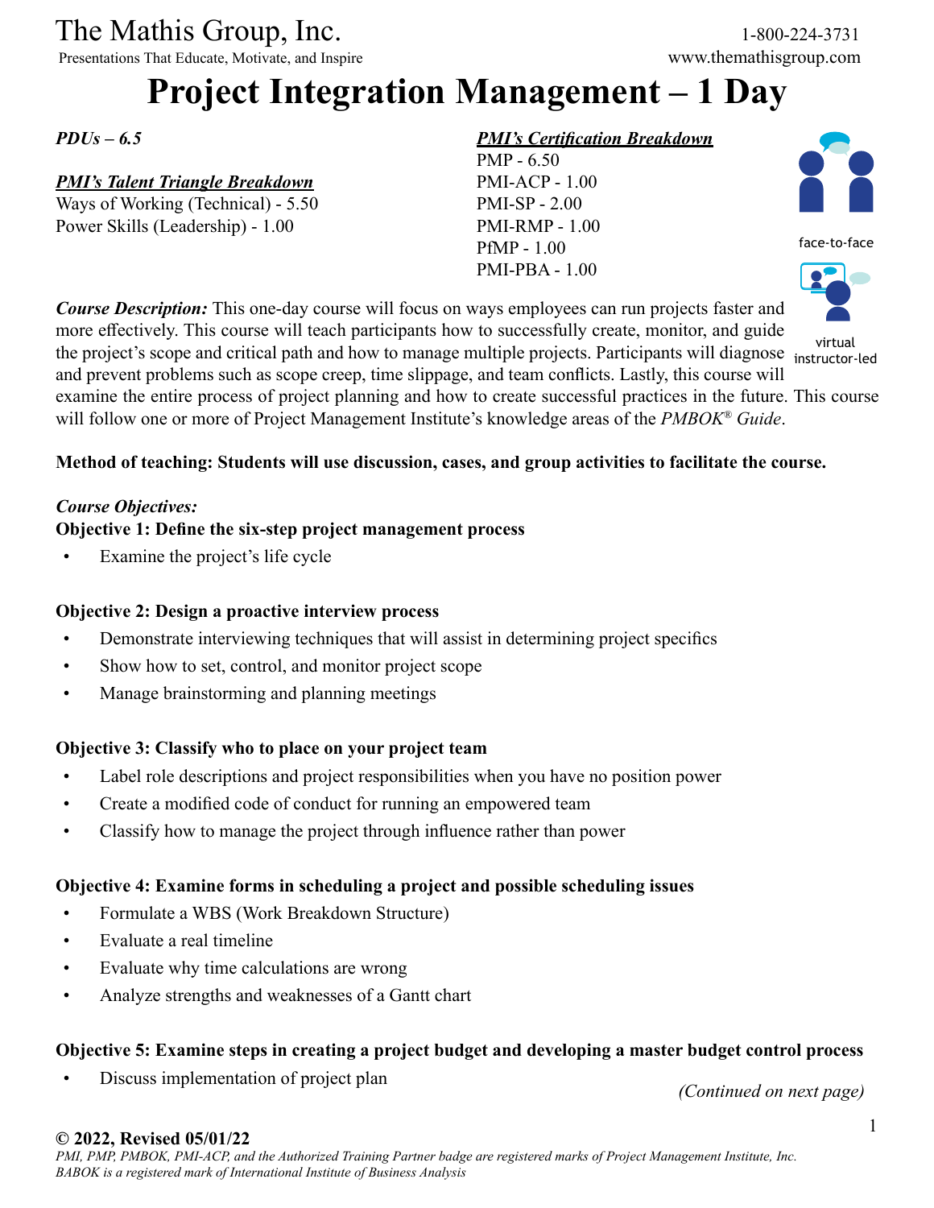The Mathis Group, Inc.
Presentations That Educate, Motivate, and Inspire

1-800-224-3731
www.themathisgroup.com

# Project Integration Management – 1 Day

***PDUs – 6.5***

***PMI's Talent Triangle Breakdown***
Ways of Working (Technical) - 5.50
Power Skills (Leadership) - 1.00

***PMI's Certification Breakdown***
PMP - 6.50
PMI-ACP - 1.00
PMI-SP - 2.00
PMI-RMP - 1.00
PfMP - 1.00
PMI-PBA - 1.00

face-to-face

virtual instructor-led

***Course Description:*** This one-day course will focus on ways employees can run projects faster and more effectively. This course will teach participants how to successfully create, monitor, and guide the project's scope and critical path and how to manage multiple projects. Participants will diagnose and prevent problems such as scope creep, time slippage, and team conflicts. Lastly, this course will examine the entire process of project planning and how to create successful practices in the future. This course will follow one or more of Project Management Institute's knowledge areas of the *PMBOK® Guide*.

**Method of teaching: Students will use discussion, cases, and group activities to facilitate the course.**

***Course Objectives:***

**Objective 1: Define the six-step project management process**

- Examine the project's life cycle

**Objective 2: Design a proactive interview process**

- Demonstrate interviewing techniques that will assist in determining project specifics
- Show how to set, control, and monitor project scope
- Manage brainstorming and planning meetings

**Objective 3: Classify who to place on your project team**

- Label role descriptions and project responsibilities when you have no position power
- Create a modified code of conduct for running an empowered team
- Classify how to manage the project through influence rather than power

**Objective 4: Examine forms in scheduling a project and possible scheduling issues**

- Formulate a WBS (Work Breakdown Structure)
- Evaluate a real timeline
- Evaluate why time calculations are wrong
- Analyze strengths and weaknesses of a Gantt chart

**Objective 5: Examine steps in creating a project budget and developing a master budget control process**

- Discuss implementation of project plan

*(Continued on next page)*

**© 2022, Revised 05/01/22**
*PMI, PMP, PMBOK, PMI-ACP, and the Authorized Training Partner badge are registered marks of Project Management Institute, Inc.*
*BABOK is a registered mark of International Institute of Business Analysis*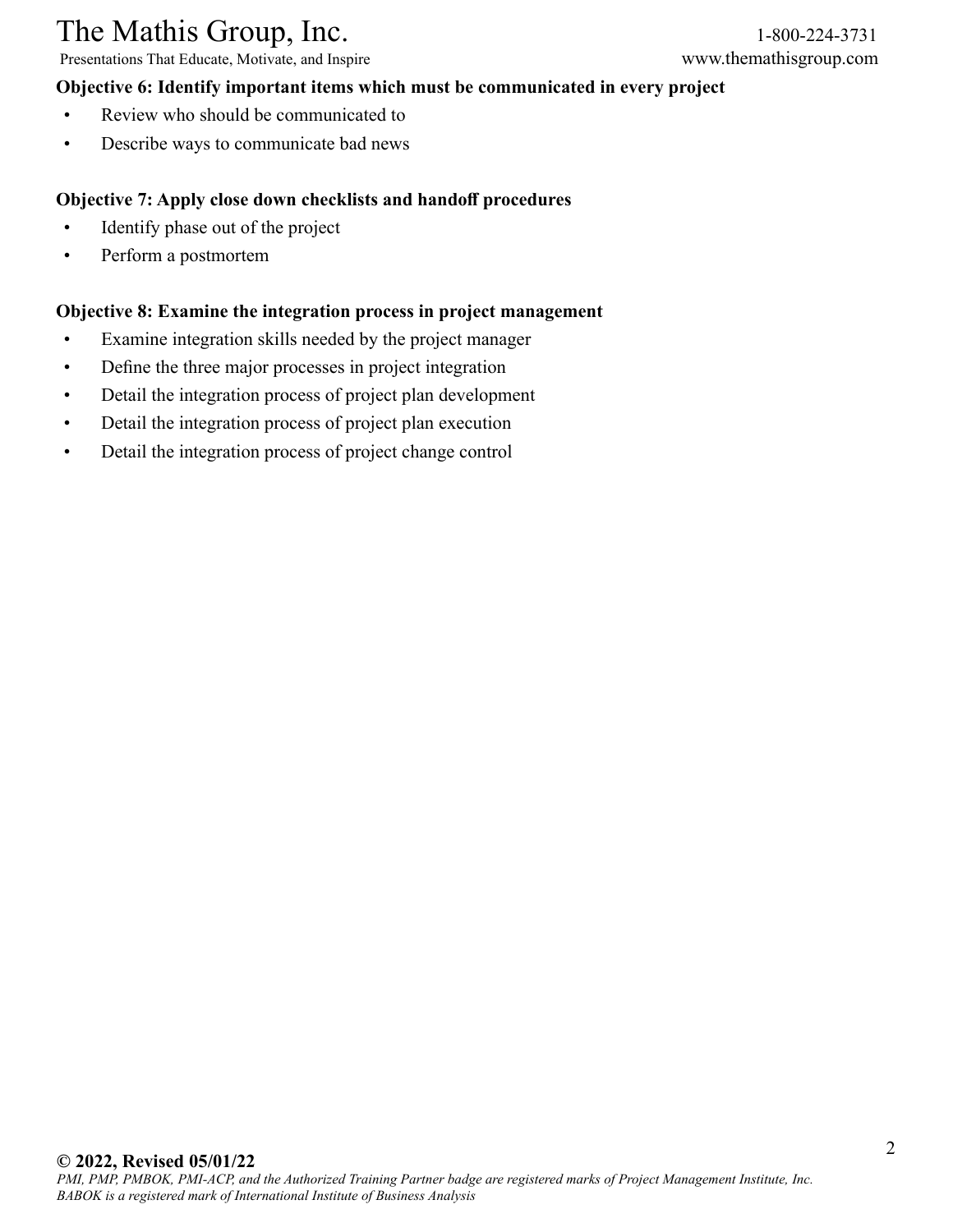**Objective 6: Identify important items which must be communicated in every project**

- Review who should be communicated to
- Describe ways to communicate bad news

**Objective 7: Apply close down checklists and handoff procedures**

- Identify phase out of the project
- Perform a postmortem

**Objective 8: Examine the integration process in project management**

- Examine integration skills needed by the project manager
- Define the three major processes in project integration
- Detail the integration process of project plan development
- Detail the integration process of project plan execution
- Detail the integration process of project change control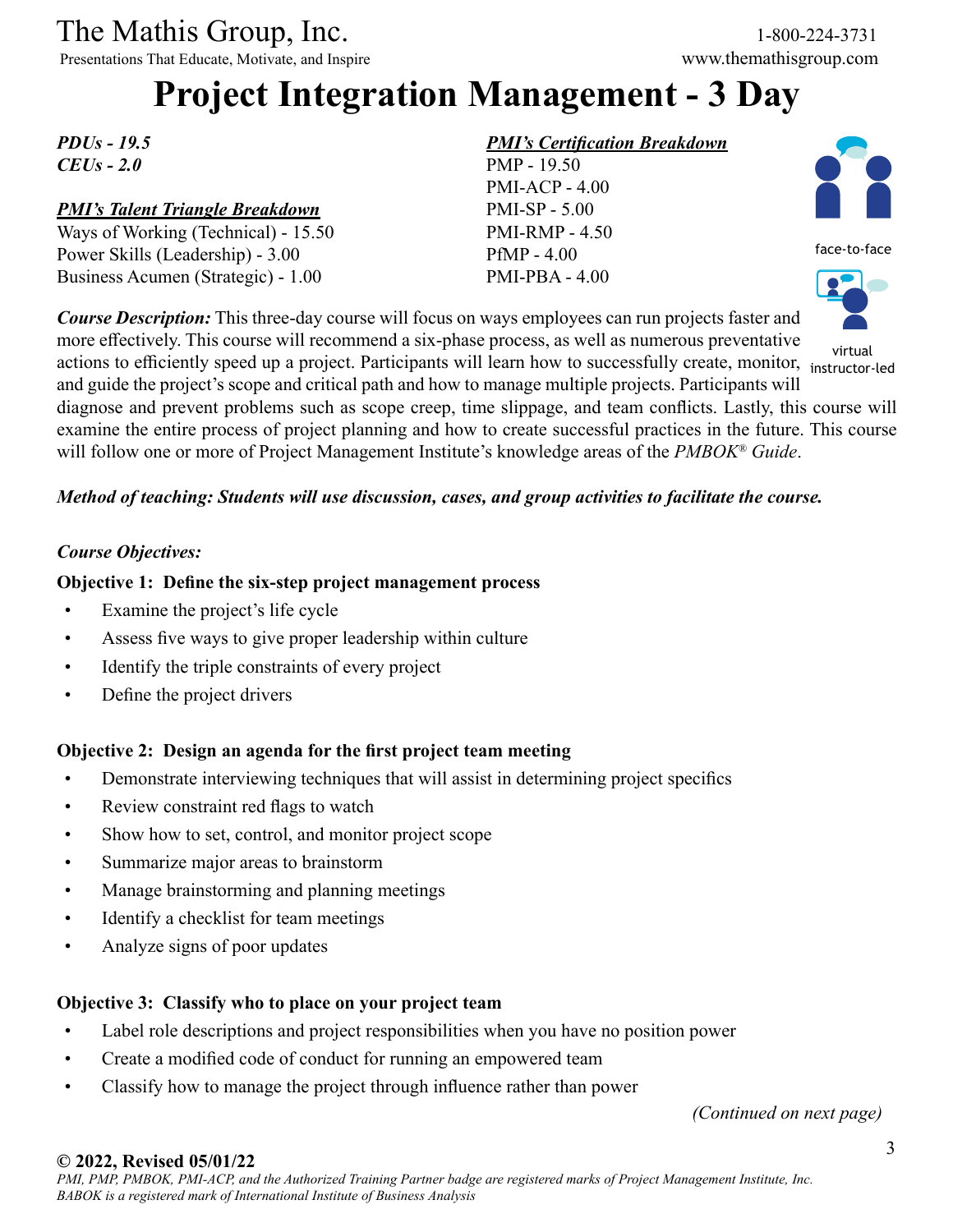# Project Integration Management - 3 Day

*PDUs - 19.5*
*CEUs - 2.0*

***PMI's Talent Triangle Breakdown***
Ways of Working (Technical) - 15.50
Power Skills (Leadership) - 3.00
Business Acumen (Strategic) - 1.00

***PMI's Certification Breakdown***
PMP - 19.50
PMI-ACP - 4.00
PMI-SP - 5.00
PMI-RMP - 4.50
PfMP - 4.00
PMI-PBA - 4.00

face-to-face

virtual instructor-led

***Course Description:*** This three-day course will focus on ways employees can run projects faster and more effectively. This course will recommend a six-phase process, as well as numerous preventative actions to efficiently speed up a project. Participants will learn how to successfully create, monitor, and guide the project's scope and critical path and how to manage multiple projects. Participants will diagnose and prevent problems such as scope creep, time slippage, and team conflicts. Lastly, this course will examine the entire process of project planning and how to create successful practices in the future. This course will follow one or more of Project Management Institute's knowledge areas of the *PMBOK® Guide*.

***Method of teaching: Students will use discussion, cases, and group activities to facilitate the course.***

***Course Objectives:***

**Objective 1: Define the six-step project management process**

- Examine the project's life cycle
- Assess five ways to give proper leadership within culture
- Identify the triple constraints of every project
- Define the project drivers

**Objective 2: Design an agenda for the first project team meeting**

- Demonstrate interviewing techniques that will assist in determining project specifics
- Review constraint red flags to watch
- Show how to set, control, and monitor project scope
- Summarize major areas to brainstorm
- Manage brainstorming and planning meetings
- Identify a checklist for team meetings
- Analyze signs of poor updates

**Objective 3: Classify who to place on your project team**

- Label role descriptions and project responsibilities when you have no position power
- Create a modified code of conduct for running an empowered team
- Classify how to manage the project through influence rather than power

*(Continued on next page)*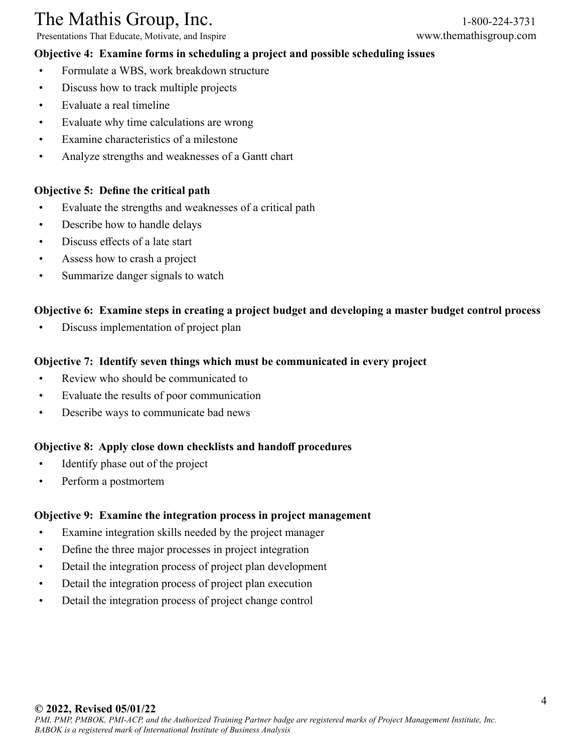**Objective 4: Examine forms in scheduling a project and possible scheduling issues**

- Formulate a WBS, work breakdown structure
- Discuss how to track multiple projects
- Evaluate a real timeline
- Evaluate why time calculations are wrong
- Examine characteristics of a milestone
- Analyze strengths and weaknesses of a Gantt chart

**Objective 5: Define the critical path**

- Evaluate the strengths and weaknesses of a critical path
- Describe how to handle delays
- Discuss effects of a late start
- Assess how to crash a project
- Summarize danger signals to watch

**Objective 6: Examine steps in creating a project budget and developing a master budget control process**

- Discuss implementation of project plan

**Objective 7: Identify seven things which must be communicated in every project**

- Review who should be communicated to
- Evaluate the results of poor communication
- Describe ways to communicate bad news

**Objective 8: Apply close down checklists and handoff procedures**

- Identify phase out of the project
- Perform a postmortem

**Objective 9: Examine the integration process in project management**

- Examine integration skills needed by the project manager
- Define the three major processes in project integration
- Detail the integration process of project plan development
- Detail the integration process of project plan execution
- Detail the integration process of project change control